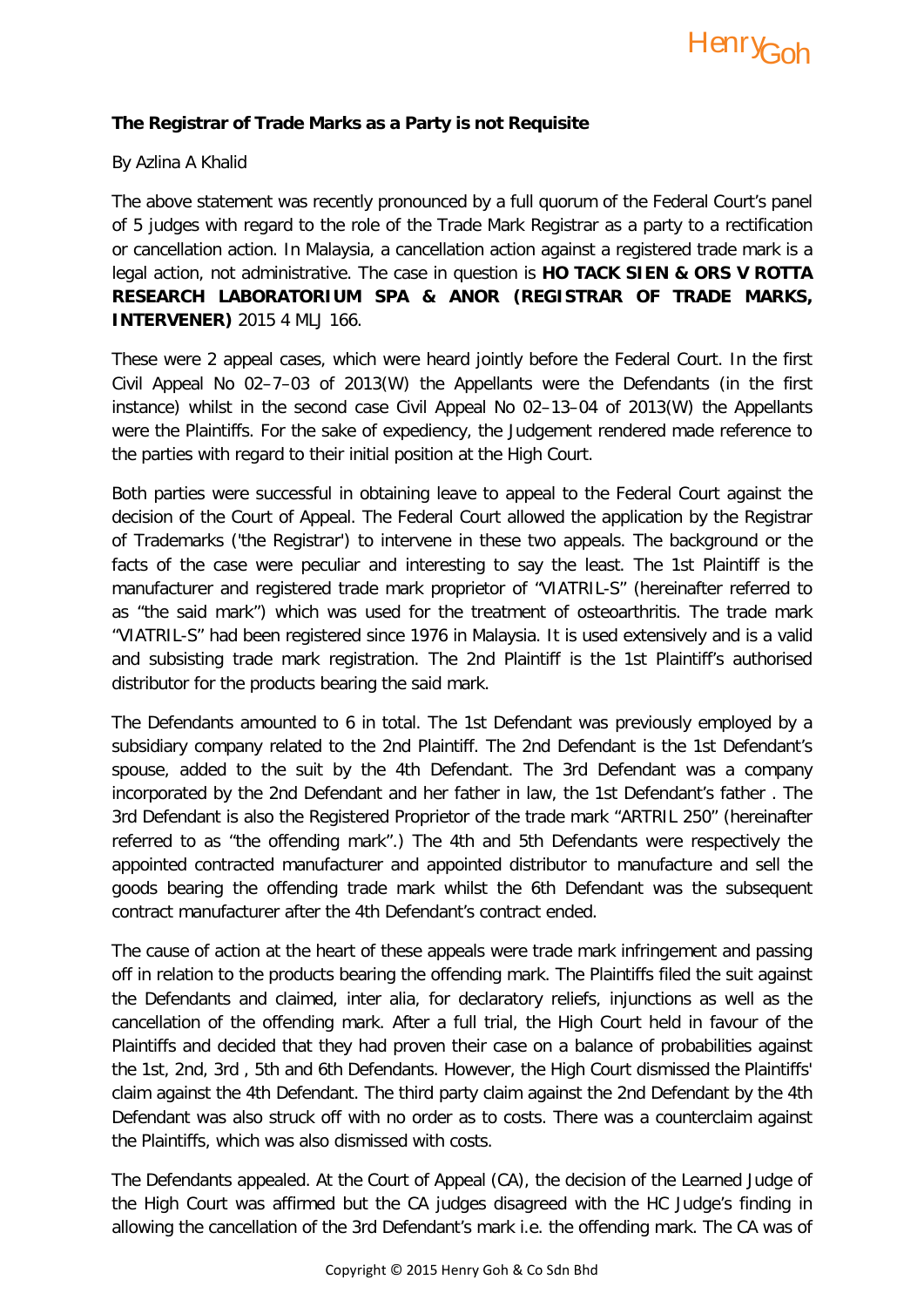**The Registrar of Trade Marks as a Party is not Requisite**

By Azlina A Khalid

The above statement was recently pronounced by a full quorum of the Federal Court's panel of 5 judges with regard to the role of the Trade Mark Registrar as a party to a rectification or cancellation action. In Malaysia, a cancellation action against a registered trade mark is a legal action, not administrative. The case in question is **HO TACK SIEN & ORS V ROTTA RESEARCH LABORATORIUM SPA & ANOR (REGISTRAR OF TRADE MARKS, INTERVENER)** 2015 4 MLJ 166.

These were 2 appeal cases, which were heard jointly before the Federal Court. In the first Civil Appeal No 02–7–03 of 2013(W) the Appellants were the Defendants (in the first instance) whilst in the second case Civil Appeal No 02–13–04 of 2013(W) the Appellants were the Plaintiffs. For the sake of expediency, the Judgement rendered made reference to the parties with regard to their initial position at the High Court.

Both parties were successful in obtaining leave to appeal to the Federal Court against the decision of the Court of Appeal. The Federal Court allowed the application by the Registrar of Trademarks ('the Registrar') to intervene in these two appeals. The background or the facts of the case were peculiar and interesting to say the least. The 1st Plaintiff is the manufacturer and registered trade mark proprietor of "VIATRIL-S" (hereinafter referred to as "the said mark") which was used for the treatment of osteoarthritis. The trade mark "VIATRIL-S" had been registered since 1976 in Malaysia. It is used extensively and is a valid and subsisting trade mark registration. The 2nd Plaintiff is the 1st Plaintiff's authorised distributor for the products bearing the said mark.

The Defendants amounted to 6 in total. The 1st Defendant was previously employed by a subsidiary company related to the 2nd Plaintiff. The 2nd Defendant is the 1st Defendant's spouse, added to the suit by the 4th Defendant. The 3rd Defendant was a company incorporated by the 2nd Defendant and her father in law, the 1st Defendant's father . The 3rd Defendant is also the Registered Proprietor of the trade mark "ARTRIL 250" (hereinafter referred to as "the offending mark".) The 4th and 5th Defendants were respectively the appointed contracted manufacturer and appointed distributor to manufacture and sell the goods bearing the offending trade mark whilst the 6th Defendant was the subsequent contract manufacturer after the 4th Defendant's contract ended.

The cause of action at the heart of these appeals were trade mark infringement and passing off in relation to the products bearing the offending mark. The Plaintiffs filed the suit against the Defendants and claimed, inter alia, for declaratory reliefs, injunctions as well as the cancellation of the offending mark. After a full trial, the High Court held in favour of the Plaintiffs and decided that they had proven their case on a balance of probabilities against the 1st, 2nd, 3rd , 5th and 6th Defendants. However, the High Court dismissed the Plaintiffs' claim against the 4th Defendant. The third party claim against the 2nd Defendant by the 4th Defendant was also struck off with no order as to costs. There was a counterclaim against the Plaintiffs, which was also dismissed with costs.

The Defendants appealed. At the Court of Appeal (CA), the decision of the Learned Judge of the High Court was affirmed but the CA judges disagreed with the HC Judge's finding in allowing the cancellation of the 3rd Defendant's mark i.e. the offending mark. The CA was of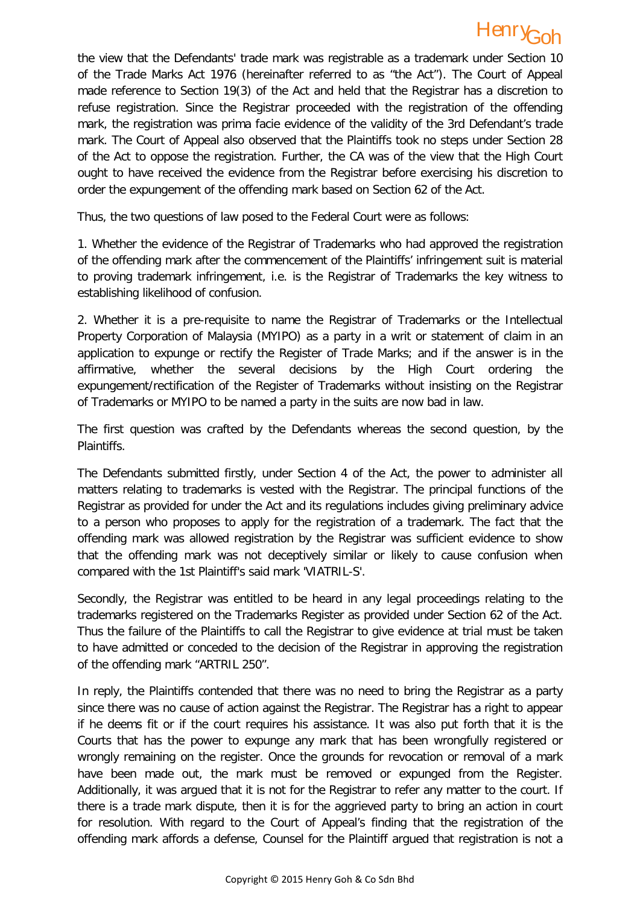the view that the Defendants' trade mark was registrable as a trademark under Section 10 of the Trade Marks Act 1976 (hereinafter referred to as "the Act"). The Court of Appeal made reference to Section 19(3) of the Act and held that the Registrar has a discretion to refuse registration. Since the Registrar proceeded with the registration of the offending mark, the registration was prima facie evidence of the validity of the 3rd Defendant's trade mark. The Court of Appeal also observed that the Plaintiffs took no steps under Section 28 of the Act to oppose the registration. Further, the CA was of the view that the High Court ought to have received the evidence from the Registrar before exercising his discretion to order the expungement of the offending mark based on Section 62 of the Act.

Thus, the two questions of law posed to the Federal Court were as follows:

1. Whether the evidence of the Registrar of Trademarks who had approved the registration of the offending mark after the commencement of the Plaintiffs' infringement suit is material to proving trademark infringement, i.e. is the Registrar of Trademarks the key witness to establishing likelihood of confusion.

2. Whether it is a pre-requisite to name the Registrar of Trademarks or the Intellectual Property Corporation of Malaysia (MYIPO) as a party in a writ or statement of claim in an application to expunge or rectify the Register of Trade Marks; and if the answer is in the affirmative, whether the several decisions by the High Court ordering the expungement/rectification of the Register of Trademarks without insisting on the Registrar of Trademarks or MYIPO to be named a party in the suits are now bad in law.

The first question was crafted by the Defendants whereas the second question, by the Plaintiffs.

The Defendants submitted firstly, under Section 4 of the Act, the power to administer all matters relating to trademarks is vested with the Registrar. The principal functions of the Registrar as provided for under the Act and its regulations includes giving preliminary advice to a person who proposes to apply for the registration of a trademark. The fact that the offending mark was allowed registration by the Registrar was sufficient evidence to show that the offending mark was not deceptively similar or likely to cause confusion when compared with the 1st Plaintiff's said mark 'VIATRIL-S'.

Secondly, the Registrar was entitled to be heard in any legal proceedings relating to the trademarks registered on the Trademarks Register as provided under Section 62 of the Act. Thus the failure of the Plaintiffs to call the Registrar to give evidence at trial must be taken to have admitted or conceded to the decision of the Registrar in approving the registration of the offending mark "ARTRIL 250".

In reply, the Plaintiffs contended that there was no need to bring the Registrar as a party since there was no cause of action against the Registrar. The Registrar has a right to appear if he deems fit or if the court requires his assistance. It was also put forth that it is the Courts that has the power to expunge any mark that has been wrongfully registered or wrongly remaining on the register. Once the grounds for revocation or removal of a mark have been made out, the mark must be removed or expunged from the Register. Additionally, it was argued that it is not for the Registrar to refer any matter to the court. If there is a trade mark dispute, then it is for the aggrieved party to bring an action in court for resolution. With regard to the Court of Appeal's finding that the registration of the offending mark affords a defense, Counsel for the Plaintiff argued that registration is not a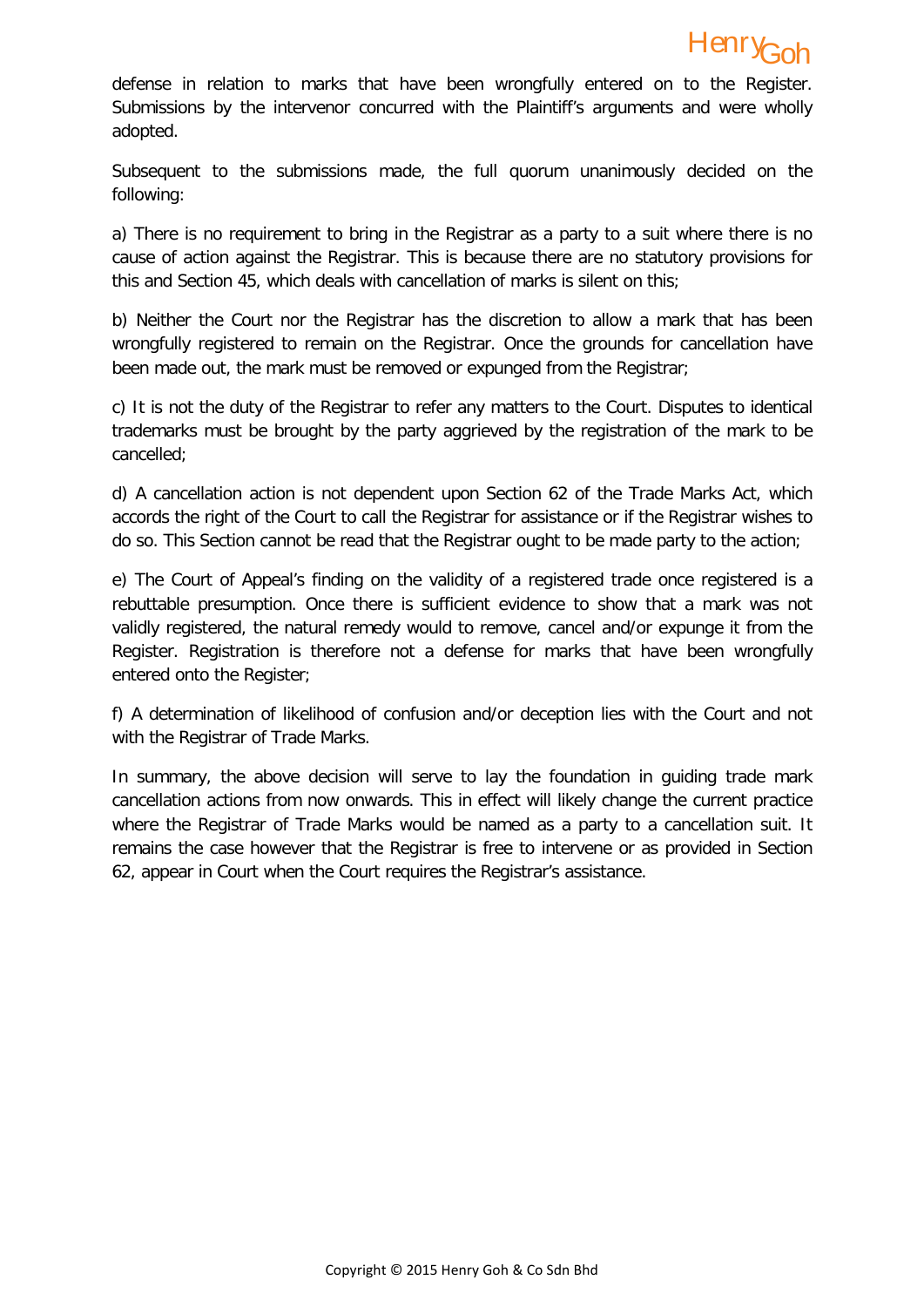defense in relation to marks that have been wrongfully entered on to the Register. Submissions by the intervenor concurred with the Plaintiff's arguments and were wholly adopted.

Subsequent to the submissions made, the full quorum unanimously decided on the following:

a) There is no requirement to bring in the Registrar as a party to a suit where there is no cause of action against the Registrar. This is because there are no statutory provisions for this and Section 45, which deals with cancellation of marks is silent on this;

b) Neither the Court nor the Registrar has the discretion to allow a mark that has been wrongfully registered to remain on the Registrar. Once the grounds for cancellation have been made out, the mark must be removed or expunged from the Registrar;

c) It is not the duty of the Registrar to refer any matters to the Court. Disputes to identical trademarks must be brought by the party aggrieved by the registration of the mark to be cancelled;

d) A cancellation action is not dependent upon Section 62 of the Trade Marks Act, which accords the right of the Court to call the Registrar for assistance or if the Registrar wishes to do so. This Section cannot be read that the Registrar ought to be made party to the action;

e) The Court of Appeal's finding on the validity of a registered trade once registered is a rebuttable presumption. Once there is sufficient evidence to show that a mark was not validly registered, the natural remedy would to remove, cancel and/or expunge it from the Register. Registration is therefore not a defense for marks that have been wrongfully entered onto the Register;

f) A determination of likelihood of confusion and/or deception lies with the Court and not with the Registrar of Trade Marks.

In summary, the above decision will serve to lay the foundation in guiding trade mark cancellation actions from now onwards. This in effect will likely change the current practice where the Registrar of Trade Marks would be named as a party to a cancellation suit. It remains the case however that the Registrar is free to intervene or as provided in Section 62, appear in Court when the Court requires the Registrar's assistance.